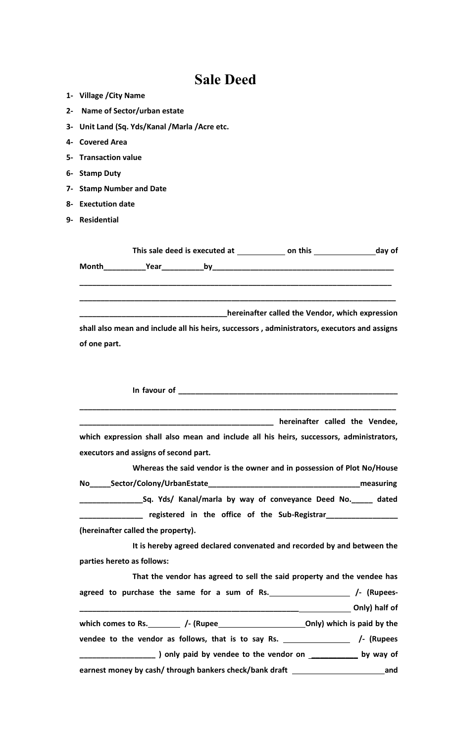# Sale Deed

1- Village /City Name
2- Name of Sector/urban estate
3- Unit Land (Sq. Yds/Kanal /Marla /Acre etc.
4- Covered Area
5- Transaction value
6- Stamp Duty
7- Stamp Number and Date
8- Exectution date
9- Residential

**This sale deed is executed at \_\_\_\_\_\_\_\_\_\_\_ on this \_\_\_\_\_\_\_\_\_\_\_\_\_\_day of Month\_\_\_\_\_\_\_\_\_\_Year\_\_\_\_\_\_\_\_\_\_by\_\_\_\_\_\_\_\_\_\_\_\_\_\_\_\_\_\_\_\_\_\_\_\_\_\_\_\_\_\_\_\_\_\_\_\_\_\_\_\_\_\_\_\_\_\_**

**\_\_\_\_\_\_\_\_\_\_\_\_\_\_\_\_\_\_\_\_\_\_\_\_\_\_\_\_\_\_\_\_\_\_\_\_\_\_\_\_\_\_\_\_\_\_\_\_\_\_\_\_\_\_\_\_\_\_\_\_\_\_\_\_\_\_\_\_\_\_\_\_\_\_\_\_\_**

**\_\_\_\_\_\_\_\_\_\_\_\_\_\_\_\_\_\_\_\_\_\_\_\_\_\_\_\_\_\_\_\_\_\_\_\_\_\_\_\_\_\_\_\_\_\_\_\_\_\_\_\_\_\_\_\_\_\_\_\_\_\_\_\_\_\_\_\_\_\_\_\_\_\_\_\_\_**

**\_\_\_\_\_\_\_\_\_\_\_\_\_\_\_\_\_\_\_\_\_\_\_\_\_\_\_\_\_\_\_\_\_\_\_hereinafter called the Vendor, which expression shall also mean and include all his heirs, successors , administrators, executors and assigns of one part.**

**In favour of \_\_\_\_\_\_\_\_\_\_\_\_\_\_\_\_\_\_\_\_\_\_\_\_\_\_\_\_\_\_\_\_\_\_\_\_\_\_\_\_\_\_\_\_\_\_\_\_\_\_\_\_\_\_**

**\_\_\_\_\_\_\_\_\_\_\_\_\_\_\_\_\_\_\_\_\_\_\_\_\_\_\_\_\_\_\_\_\_\_\_\_\_\_\_\_\_\_\_\_\_\_\_\_\_\_\_\_\_\_\_\_\_\_\_\_\_\_\_\_\_\_\_\_\_\_\_\_\_\_\_\_\_**

**\_\_\_\_\_\_\_\_\_\_\_\_\_\_\_\_\_\_\_\_\_\_\_\_\_\_\_\_\_\_\_\_\_\_\_\_\_\_\_\_\_\_\_\_\_\_ hereinafter called the Vendee, which expression shall also mean and include all his heirs, successors, administrators, executors and assigns of second part.**

**Whereas the said vendor is the owner and in possession of Plot No/House No\_\_\_\_\_Sector/Colony/UrbanEstate\_\_\_\_\_\_\_\_\_\_\_\_\_\_\_\_\_\_\_\_\_\_\_\_\_\_\_\_\_\_\_\_\_\_\_\_measuring \_\_\_\_\_\_\_\_\_\_\_\_\_\_\_Sq. Yds/ Kanal/marla by way of conveyance Deed No.\_\_\_\_\_ dated \_\_\_\_\_\_\_\_\_\_\_\_\_\_\_ registered in the office of the Sub-Registrar\_\_\_\_\_\_\_\_\_\_\_\_\_\_\_\_\_ (hereinafter called the property).**

**It is hereby agreed declared convenated and recorded by and between the parties hereto as follows:**

**That the vendor has agreed to sell the said property and the vendee has agreed to purchase the same for a sum of Rs.\_\_\_\_\_\_\_\_\_\_\_\_\_\_\_\_\_\_\_ /- (Rupees- \_\_\_\_\_\_\_\_\_\_\_\_\_\_\_\_\_\_\_\_\_\_\_\_\_\_\_\_\_\_\_\_\_\_\_\_\_\_\_\_\_\_\_\_\_\_\_\_\_\_\_\_\_\_\_\_\_\_ Only) half of which comes to Rs.\_\_\_\_\_\_\_\_ /- (Rupee\_\_\_\_\_\_\_\_\_\_\_\_\_\_\_\_\_\_\_\_\_Only) which is paid by the vendee to the vendor as follows, that is to say Rs. \_\_\_\_\_\_\_\_\_\_\_\_\_\_\_\_ /- (Rupees \_\_\_\_\_\_\_\_\_\_\_\_\_\_\_\_\_\_ ) only paid by vendee to the vendor on \_\_\_\_\_\_\_\_\_\_\_ by way of earnest money by cash/ through bankers check/bank draft \_\_\_\_\_\_\_\_\_\_\_\_\_\_\_\_\_\_\_\_\_\_and**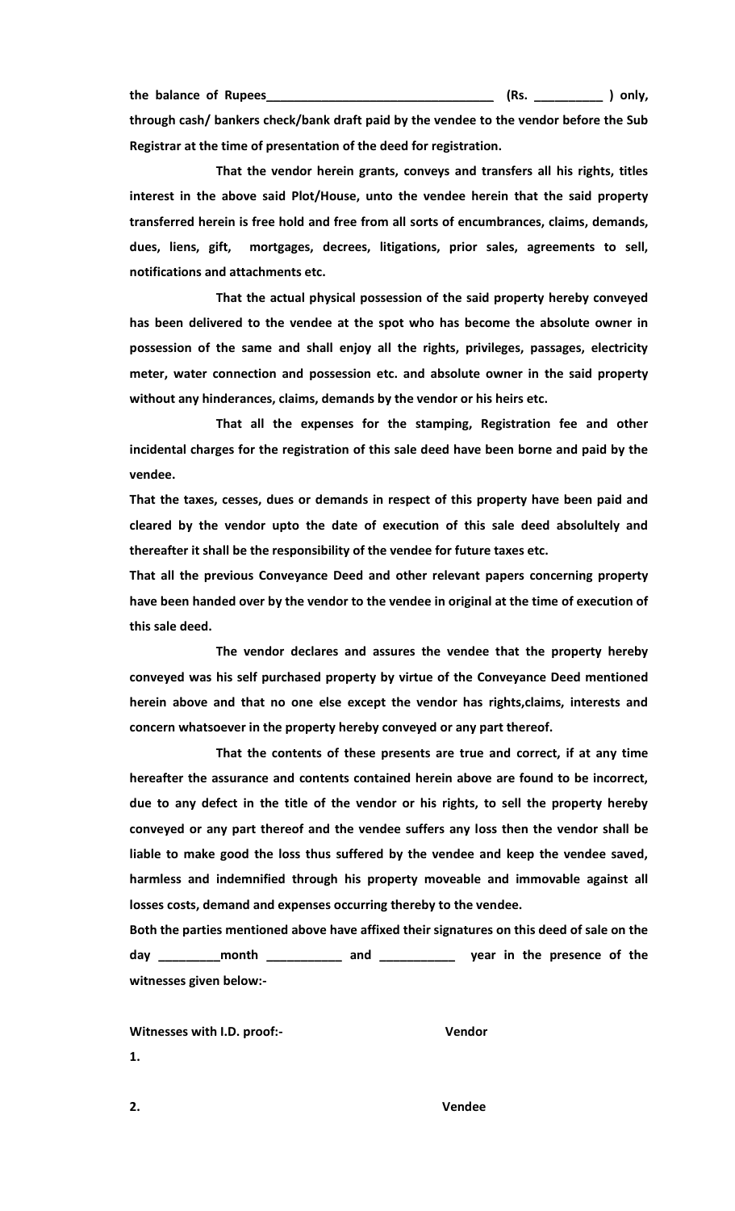**the balance of Rupees________________________________ (Rs. __________ ) only, through cash/ bankers check/bank draft paid by the vendee to the vendor before the Sub Registrar at the time of presentation of the deed for registration.**

**That the vendor herein grants, conveys and transfers all his rights, titles interest in the above said Plot/House, unto the vendee herein that the said property transferred herein is free hold and free from all sorts of encumbrances, claims, demands, dues, liens, gift, mortgages, decrees, litigations, prior sales, agreements to sell, notifications and attachments etc.**

**That the actual physical possession of the said property hereby conveyed has been delivered to the vendee at the spot who has become the absolute owner in possession of the same and shall enjoy all the rights, privileges, passages, electricity meter, water connection and possession etc. and absolute owner in the said property without any hinderances, claims, demands by the vendor or his heirs etc.**

**That all the expenses for the stamping, Registration fee and other incidental charges for the registration of this sale deed have been borne and paid by the vendee.**

**That the taxes, cesses, dues or demands in respect of this property have been paid and cleared by the vendor upto the date of execution of this sale deed absolultely and thereafter it shall be the responsibility of the vendee for future taxes etc.**

**That all the previous Conveyance Deed and other relevant papers concerning property have been handed over by the vendor to the vendee in original at the time of execution of this sale deed.**

**The vendor declares and assures the vendee that the property hereby conveyed was his self purchased property by virtue of the Conveyance Deed mentioned herein above and that no one else except the vendor has rights,claims, interests and concern whatsoever in the property hereby conveyed or any part thereof.**

**That the contents of these presents are true and correct, if at any time hereafter the assurance and contents contained herein above are found to be incorrect, due to any defect in the title of the vendor or his rights, to sell the property hereby conveyed or any part thereof and the vendee suffers any loss then the vendor shall be liable to make good the loss thus suffered by the vendee and keep the vendee saved, harmless and indemnified through his property moveable and immovable against all losses costs, demand and expenses occurring thereby to the vendee.**

**Both the parties mentioned above have affixed their signatures on this deed of sale on the day _________month ___________ and ___________ year in the presence of the witnesses given below:-**

**Witnesses with I.D. proof:-** **Vendor**

**1.**

**2.** **Vendee**